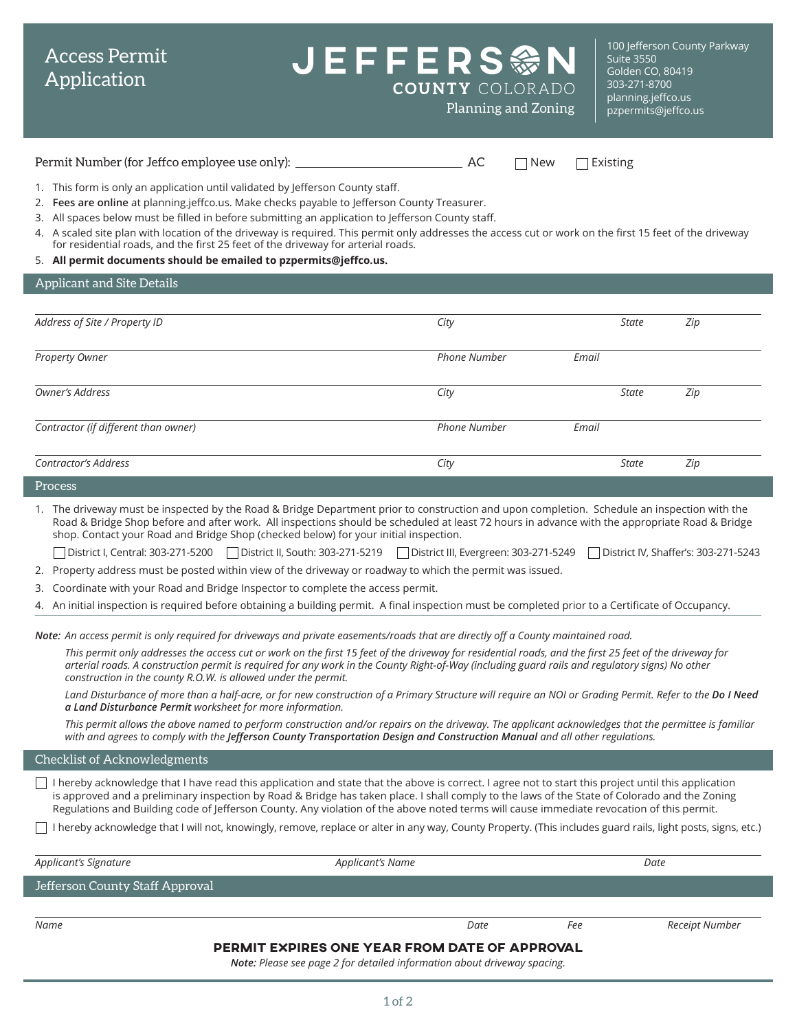# Access Permit Application

**JEFFERSON COUNTY COLORADO**
Planning and Zoning

100 Jefferson County Parkway
Suite 3550
Golden CO, 80419
303-271-8700
planning.jeffco.us
pzpermits@jeffco.us

Permit Number (for Jeffco employee use only): ______________________ AC ☐ New ☐ Existing

1. This form is only an application until validated by Jefferson County staff.
2. **Fees are online** at planning.jeffco.us. Make checks payable to Jefferson County Treasurer.
3. All spaces below must be filled in before submitting an application to Jefferson County staff.
4. A scaled site plan with location of the driveway is required. This permit only addresses the access cut or work on the first 15 feet of the driveway for residential roads, and the first 25 feet of the driveway for arterial roads.
5. **All permit documents should be emailed to pzpermits@jeffco.us.**

## Applicant and Site Details

*Address of Site / Property ID* ______________________ *City* __________ *State* ____ *Zip* ____

*Property Owner* ______________________ *Phone Number* __________ *Email* __________

*Owner's Address* ______________________ *City* __________ *State* ____ *Zip* ____

*Contractor (if different than owner)* ______________________ *Phone Number* __________ *Email* __________

*Contractor's Address* ______________________ *City* __________ *State* ____ *Zip* ____

## Process

1. The driveway must be inspected by the Road & Bridge Department prior to construction and upon completion. Schedule an inspection with the Road & Bridge Shop before and after work. All inspections should be scheduled at least 72 hours in advance with the appropriate Road & Bridge shop. Contact your Road and Bridge Shop (checked below) for your initial inspection.

   ☐ District I, Central: 303-271-5200 ☐ District II, South: 303-271-5219 ☐ District III, Evergreen: 303-271-5249 ☐ District IV, Shaffer's: 303-271-5243

2. Property address must be posted within view of the driveway or roadway to which the permit was issued.
3. Coordinate with your Road and Bridge Inspector to complete the access permit.
4. An initial inspection is required before obtaining a building permit. A final inspection must be completed prior to a Certificate of Occupancy.

***Note:*** *An access permit is only required for driveways and private easements/roads that are directly off a County maintained road.*

*This permit only addresses the access cut or work on the first 15 feet of the driveway for residential roads, and the first 25 feet of the driveway for arterial roads. A construction permit is required for any work in the County Right-of-Way (including guard rails and regulatory signs) No other construction in the county R.O.W. is allowed under the permit.*

*Land Disturbance of more than a half-acre, or for new construction of a Primary Structure will require an NOI or Grading Permit. Refer to the* ***Do I Need a Land Disturbance Permit*** *worksheet for more information.*

*This permit allows the above named to perform construction and/or repairs on the driveway. The applicant acknowledges that the permittee is familiar with and agrees to comply with the* ***Jefferson County Transportation Design and Construction Manual*** *and all other regulations.*

## Checklist of Acknowledgments

☐ I hereby acknowledge that I have read this application and state that the above is correct. I agree not to start this project until this application is approved and a preliminary inspection by Road & Bridge has taken place. I shall comply to the laws of the State of Colorado and the Zoning Regulations and Building code of Jefferson County. Any violation of the above noted terms will cause immediate revocation of this permit.

☐ I hereby acknowledge that I will not, knowingly, remove, replace or alter in any way, County Property. (This includes guard rails, light posts, signs, etc.)

*Applicant's Signature* ______________________ *Applicant's Name* ______________________ *Date* __________

## Jefferson County Staff Approval

*Name* ______________________ *Date* __________ *Fee* __________ *Receipt Number* __________

**PERMIT EXPIRES ONE YEAR FROM DATE OF APPROVAL**

***Note:*** *Please see page 2 for detailed information about driveway spacing.*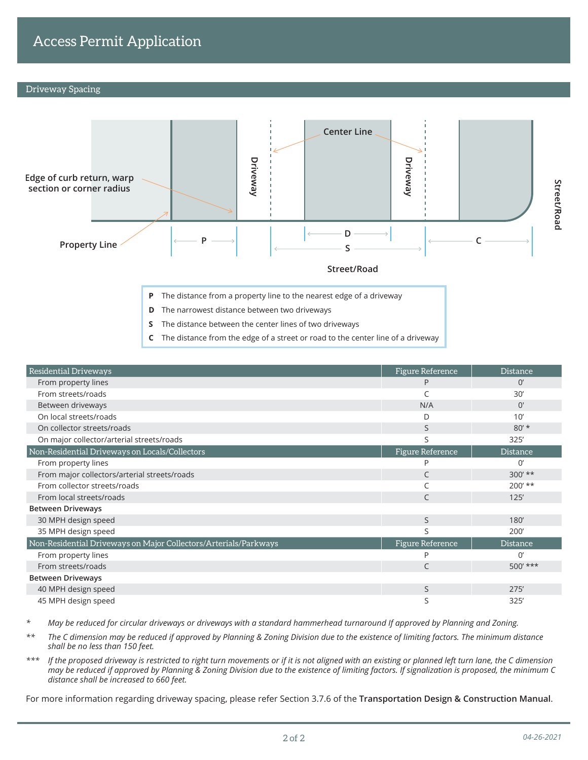# Access Permit Application

## Driveway Spacing

Edge of curb return, warp section or corner radius

Property Line

Center Line

Driveway

Driveway

Street/Road

Street/Road

P

D

S

C

- **P** The distance from a property line to the nearest edge of a driveway
- **D** The narrowest distance between two driveways
- **S** The distance between the center lines of two driveways
- **C** The distance from the edge of a street or road to the center line of a driveway

| Residential Driveways | Figure Reference | Distance |
|---|---|---|
| From property lines | P | 0' |
| From streets/roads | C | 30' |
| Between driveways | N/A | 0' |
| On local streets/roads | D | 10' |
| On collector streets/roads | S | 80' * |
| On major collector/arterial streets/roads | S | 325' |
| **Non-Residential Driveways on Locals/Collectors** | **Figure Reference** | **Distance** |
| From property lines | P | 0' |
| From major collectors/arterial streets/roads | C | 300' ** |
| From collector streets/roads | C | 200' ** |
| From local streets/roads | C | 125' |
| **Between Driveways** | | |
| 30 MPH design speed | S | 180' |
| 35 MPH design speed | S | 200' |
| **Non-Residential Driveways on Major Collectors/Arterials/Parkways** | **Figure Reference** | **Distance** |
| From property lines | P | 0' |
| From streets/roads | C | 500' *** |
| **Between Driveways** | | |
| 40 MPH design speed | S | 275' |
| 45 MPH design speed | S | 325' |

\* *May be reduced for circular driveways or driveways with a standard hammerhead turnaround If approved by Planning and Zoning.*

\** *The C dimension may be reduced if approved by Planning & Zoning Division due to the existence of limiting factors. The minimum distance shall be no less than 150 feet.*

\*** *If the proposed driveway is restricted to right turn movements or if it is not aligned with an existing or planned left turn lane, the C dimension may be reduced if approved by Planning & Zoning Division due to the existence of limiting factors. If signalization is proposed, the minimum C distance shall be increased to 660 feet.*

For more information regarding driveway spacing, please refer Section 3.7.6 of the **Transportation Design & Construction Manual**.

04-26-2021